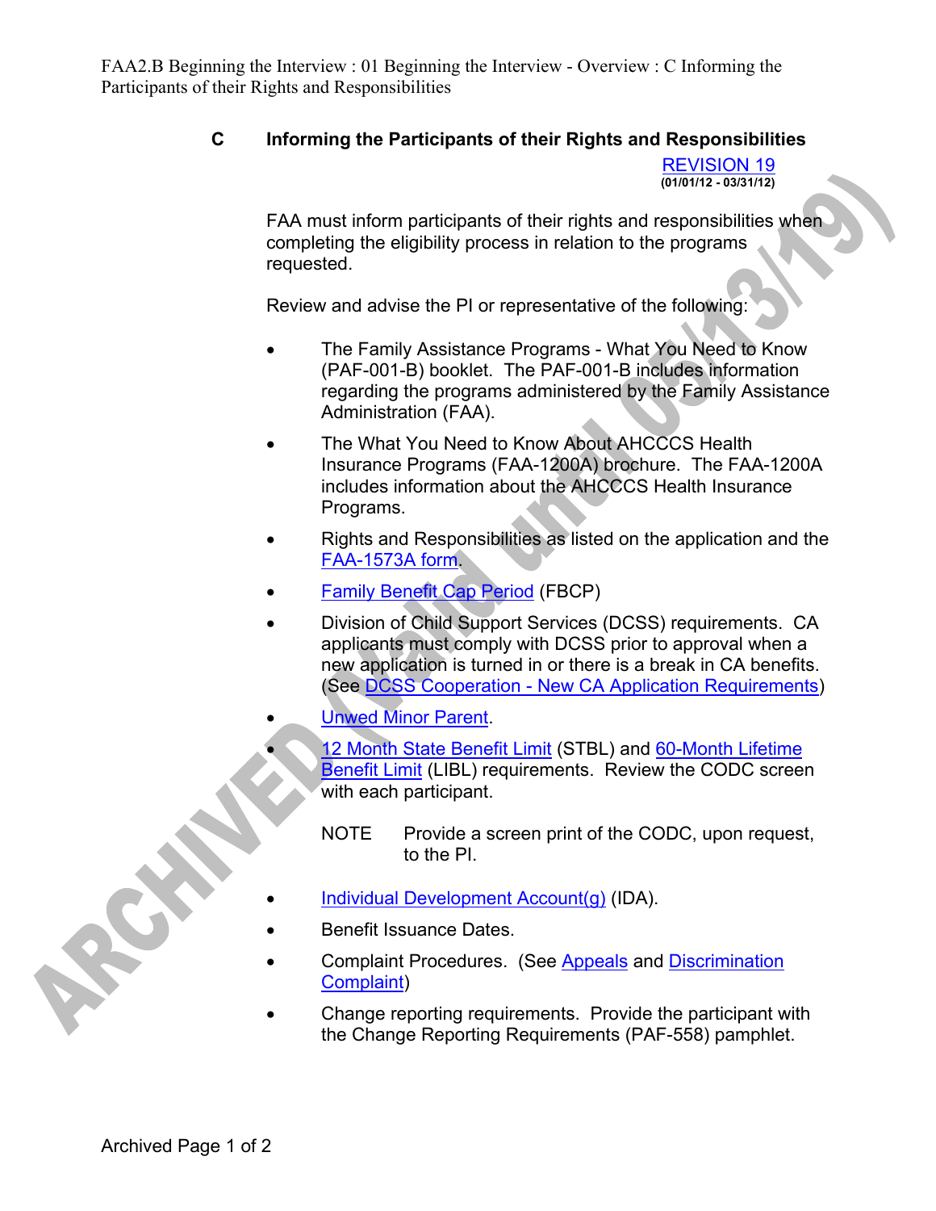## C Informing the Participants of their Rights and Responsibilities

REVISION 19
(01/01/12 - 03/31/12)

FAA must inform participants of their rights and responsibilities when completing the eligibility process in relation to the programs requested.

Review and advise the PI or representative of the following:

- The Family Assistance Programs - What You Need to Know (PAF-001-B) booklet. The PAF-001-B includes information regarding the programs administered by the Family Assistance Administration (FAA).
- The What You Need to Know About AHCCCS Health Insurance Programs (FAA-1200A) brochure. The FAA-1200A includes information about the AHCCCS Health Insurance Programs.
- Rights and Responsibilities as listed on the application and the FAA-1573A form.
- Family Benefit Cap Period (FBCP)
- Division of Child Support Services (DCSS) requirements. CA applicants must comply with DCSS prior to approval when a new application is turned in or there is a break in CA benefits. (See DCSS Cooperation - New CA Application Requirements)
- Unwed Minor Parent.
- 12 Month State Benefit Limit (STBL) and 60-Month Lifetime Benefit Limit (LIBL) requirements. Review the CODC screen with each participant.

  NOTE Provide a screen print of the CODC, upon request, to the PI.

- Individual Development Account(g) (IDA).
- Benefit Issuance Dates.
- Complaint Procedures. (See Appeals and Discrimination Complaint)
- Change reporting requirements. Provide the participant with the Change Reporting Requirements (PAF-558) pamphlet.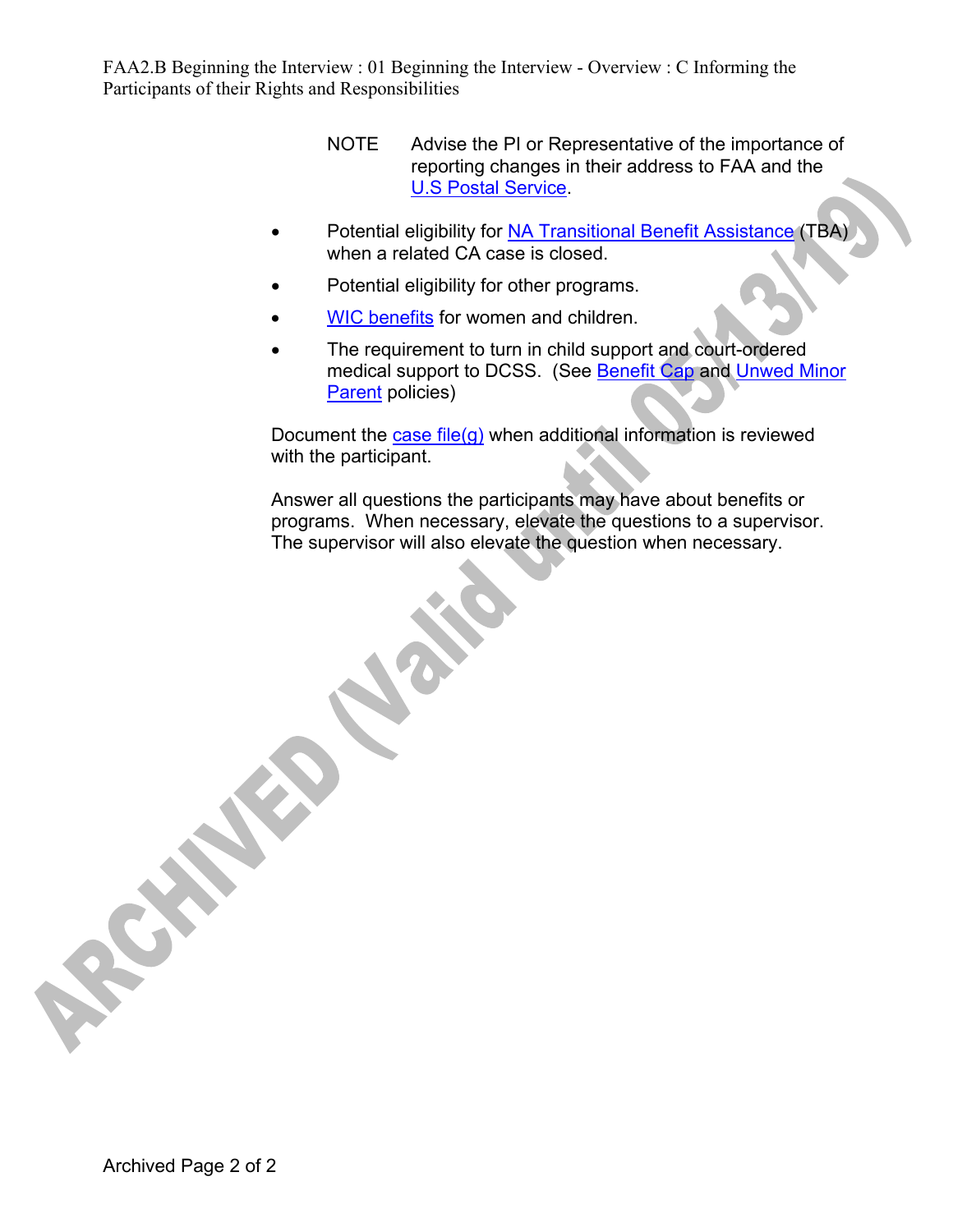NOTE Advise the PI or Representative of the importance of reporting changes in their address to FAA and the U.S Postal Service.

- Potential eligibility for NA Transitional Benefit Assistance (TBA) when a related CA case is closed.
- Potential eligibility for other programs.
- WIC benefits for women and children.
- The requirement to turn in child support and court-ordered medical support to DCSS. (See Benefit Cap and Unwed Minor Parent policies)

Document the case file(g) when additional information is reviewed with the participant.

Answer all questions the participants may have about benefits or programs. When necessary, elevate the questions to a supervisor. The supervisor will also elevate the question when necessary.